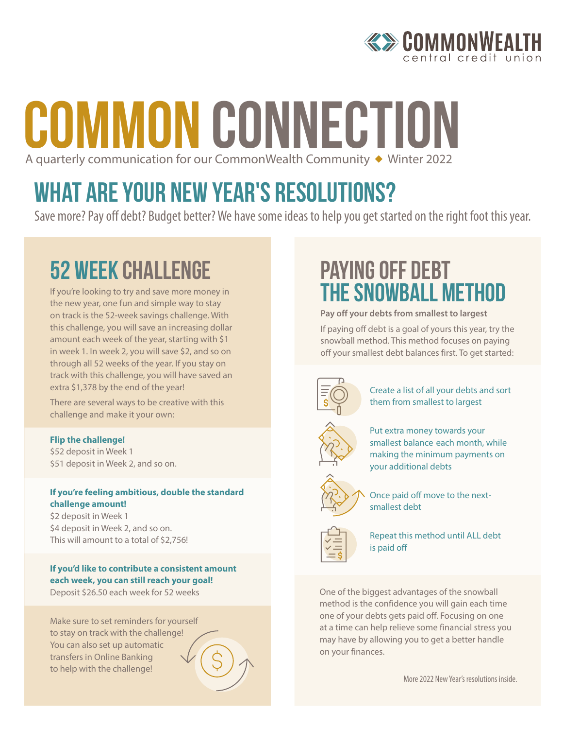CommonWealth central credit union

# COMMON CONNECTION

A quarterly communication for our CommonWealth Community ◆ Winter 2022

## WHAT ARE YOUR NEW YEAR'S RESOLUTIONS?

Save more? Pay off debt? Budget better? We have some ideas to help you get started on the right foot this year.

## 52 WEEK CHALLENGE

If you're looking to try and save more money in the new year, one fun and simple way to stay on track is the 52-week savings challenge. With this challenge, you will save an increasing dollar amount each week of the year, starting with $1 in week 1. In week 2, you will save $2, and so on through all 52 weeks of the year. If you stay on track with this challenge, you will have saved an extra $1,378 by the end of the year!

There are several ways to be creative with this challenge and make it your own:

**Flip the challenge!**
$52 deposit in Week 1
$51 deposit in Week 2, and so on.

**If you're feeling ambitious, double the standard challenge amount!**
$2 deposit in Week 1
$4 deposit in Week 2, and so on.
This will amount to a total of $2,756!

**If you'd like to contribute a consistent amount each week, you can still reach your goal!**
Deposit $26.50 each week for 52 weeks

Make sure to set reminders for yourself to stay on track with the challenge! You can also set up automatic transfers in Online Banking to help with the challenge!

## PAYING OFF DEBT THE SNOWBALL METHOD

**Pay off your debts from smallest to largest**

If paying off debt is a goal of yours this year, try the snowball method. This method focuses on paying off your smallest debt balances first. To get started:

- Create a list of all your debts and sort them from smallest to largest
- Put extra money towards your smallest balance each month, while making the minimum payments on your additional debts
- Once paid off move to the next-smallest debt
- Repeat this method until ALL debt is paid off

One of the biggest advantages of the snowball method is the confidence you will gain each time one of your debts gets paid off. Focusing on one at a time can help relieve some financial stress you may have by allowing you to get a better handle on your finances.

More 2022 New Year's resolutions inside.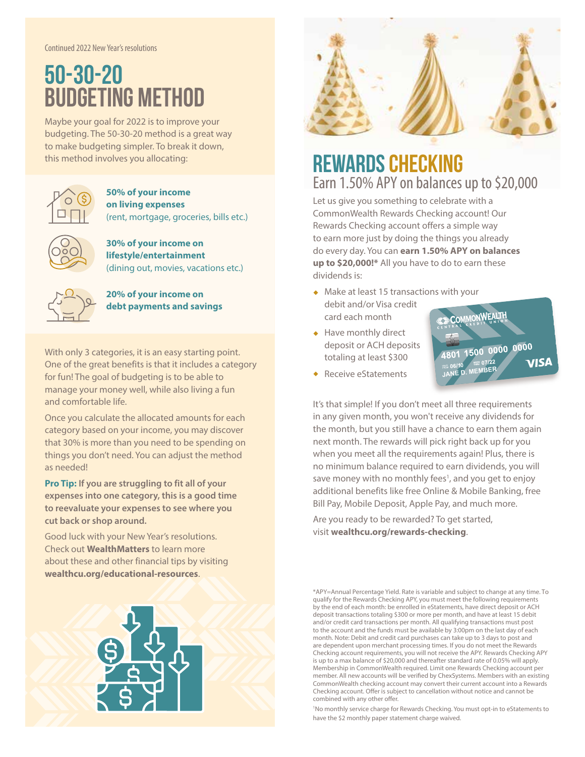Continued 2022 New Year's resolutions

# 50-30-20 BUDGETING METHOD

Maybe your goal for 2022 is to improve your budgeting. The 50-30-20 method is a great way to make budgeting simpler. To break it down, this method involves you allocating:

**50% of your income on living expenses**
(rent, mortgage, groceries, bills etc.)

**30% of your income on lifestyle/entertainment**
(dining out, movies, vacations etc.)

**20% of your income on debt payments and savings**

With only 3 categories, it is an easy starting point. One of the great benefits is that it includes a category for fun! The goal of budgeting is to be able to manage your money well, while also living a fun and comfortable life.

Once you calculate the allocated amounts for each category based on your income, you may discover that 30% is more than you need to be spending on things you don't need. You can adjust the method as needed!

**Pro Tip: If you are struggling to fit all of your expenses into one category, this is a good time to reevaluate your expenses to see where you cut back or shop around.**

Good luck with your New Year's resolutions. Check out **WealthMatters** to learn more about these and other financial tips by visiting **wealthcu.org/educational-resources**.

# REWARDS CHECKING

## Earn 1.50% APY on balances up to $20,000

Let us give you something to celebrate with a CommonWealth Rewards Checking account! Our Rewards Checking account offers a simple way to earn more just by doing the things you already do every day. You can **earn 1.50% APY on balances up to $20,000!*** All you have to do to earn these dividends is:

- Make at least 15 transactions with your debit and/or Visa credit card each month
- Have monthly direct deposit or ACH deposits totaling at least $300
- Receive eStatements

It's that simple! If you don't meet all three requirements in any given month, you won't receive any dividends for the month, but you still have a chance to earn them again next month. The rewards will pick right back up for you when you meet all the requirements again! Plus, there is no minimum balance required to earn dividends, you will save money with no monthly fees[1], and you get to enjoy additional benefits like free Online & Mobile Banking, free Bill Pay, Mobile Deposit, Apple Pay, and much more.

Are you ready to be rewarded? To get started, visit **wealthcu.org/rewards-checking**.

*APY=Annual Percentage Yield. Rate is variable and subject to change at any time. To qualify for the Rewards Checking APY, you must meet the following requirements by the end of each month: be enrolled in eStatements, have direct deposit or ACH deposit transactions totaling $300 or more per month, and have at least 15 debit and/or credit card transactions per month. All qualifying transactions must post to the account and the funds must be available by 3:00pm on the last day of each month. Note: Debit and credit card purchases can take up to 3 days to post and are dependent upon merchant processing times. If you do not meet the Rewards Checking account requirements, you will not receive the APY. Rewards Checking APY is up to a max balance of $20,000 and thereafter standard rate of 0.05% will apply. Membership in CommonWealth required. Limit one Rewards Checking account per member. All new accounts will be verified by ChexSystems. Members with an existing CommonWealth checking account may convert their current account into a Rewards Checking account. Offer is subject to cancellation without notice and cannot be combined with any other offer.

[1]No monthly service charge for Rewards Checking. You must opt-in to eStatements to have the $2 monthly paper statement charge waived.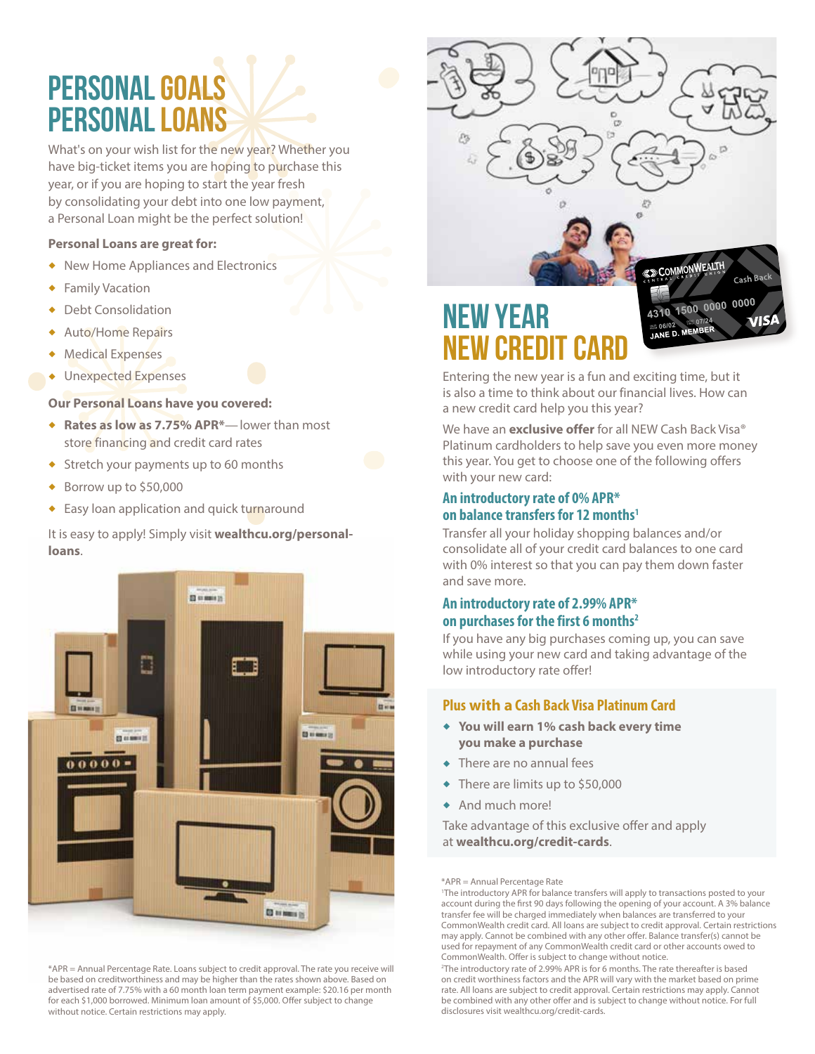# PERSONAL GOALS PERSONAL LOANS

What's on your wish list for the new year? Whether you have big-ticket items you are hoping to purchase this year, or if you are hoping to start the year fresh by consolidating your debt into one low payment, a Personal Loan might be the perfect solution!

**Personal Loans are great for:**

- New Home Appliances and Electronics
- Family Vacation
- Debt Consolidation
- Auto/Home Repairs
- Medical Expenses
- Unexpected Expenses

**Our Personal Loans have you covered:**

- **Rates as low as 7.75% APR***— lower than most store financing and credit card rates
- Stretch your payments up to 60 months
- Borrow up to $50,000
- Easy loan application and quick turnaround

It is easy to apply! Simply visit **wealthcu.org/personal-loans**.

*APR = Annual Percentage Rate. Loans subject to credit approval. The rate you receive will be based on creditworthiness and may be higher than the rates shown above. Based on advertised rate of 7.75% with a 60 month loan term payment example: $20.16 per month for each $1,000 borrowed. Minimum loan amount of $5,000. Offer subject to change without notice. Certain restrictions may apply.

# NEW YEAR NEW CREDIT CARD

Entering the new year is a fun and exciting time, but it is also a time to think about our financial lives. How can a new credit card help you this year?

We have an **exclusive offer** for all NEW Cash Back Visa® Platinum cardholders to help save you even more money this year. You get to choose one of the following offers with your new card:

### An introductory rate of 0% APR* on balance transfers for 12 months[1]

Transfer all your holiday shopping balances and/or consolidate all of your credit card balances to one card with 0% interest so that you can pay them down faster and save more.

### An introductory rate of 2.99% APR* on purchases for the first 6 months[2]

If you have any big purchases coming up, you can save while using your new card and taking advantage of the low introductory rate offer!

### Plus with a Cash Back Visa Platinum Card

- **You will earn 1% cash back every time you make a purchase**
- There are no annual fees
- There are limits up to $50,000
- And much more!

Take advantage of this exclusive offer and apply at **wealthcu.org/credit-cards**.

*APR = Annual Percentage Rate

[1]The introductory APR for balance transfers will apply to transactions posted to your account during the first 90 days following the opening of your account. A 3% balance transfer fee will be charged immediately when balances are transferred to your CommonWealth credit card. All loans are subject to credit approval. Certain restrictions may apply. Cannot be combined with any other offer. Balance transfer(s) cannot be used for repayment of any CommonWealth credit card or other accounts owed to CommonWealth. Offer is subject to change without notice.

[2]The introductory rate of 2.99% APR is for 6 months. The rate thereafter is based on credit worthiness factors and the APR will vary with the market based on prime rate. All loans are subject to credit approval. Certain restrictions may apply. Cannot be combined with any other offer and is subject to change without notice. For full disclosures visit wealthcu.org/credit-cards.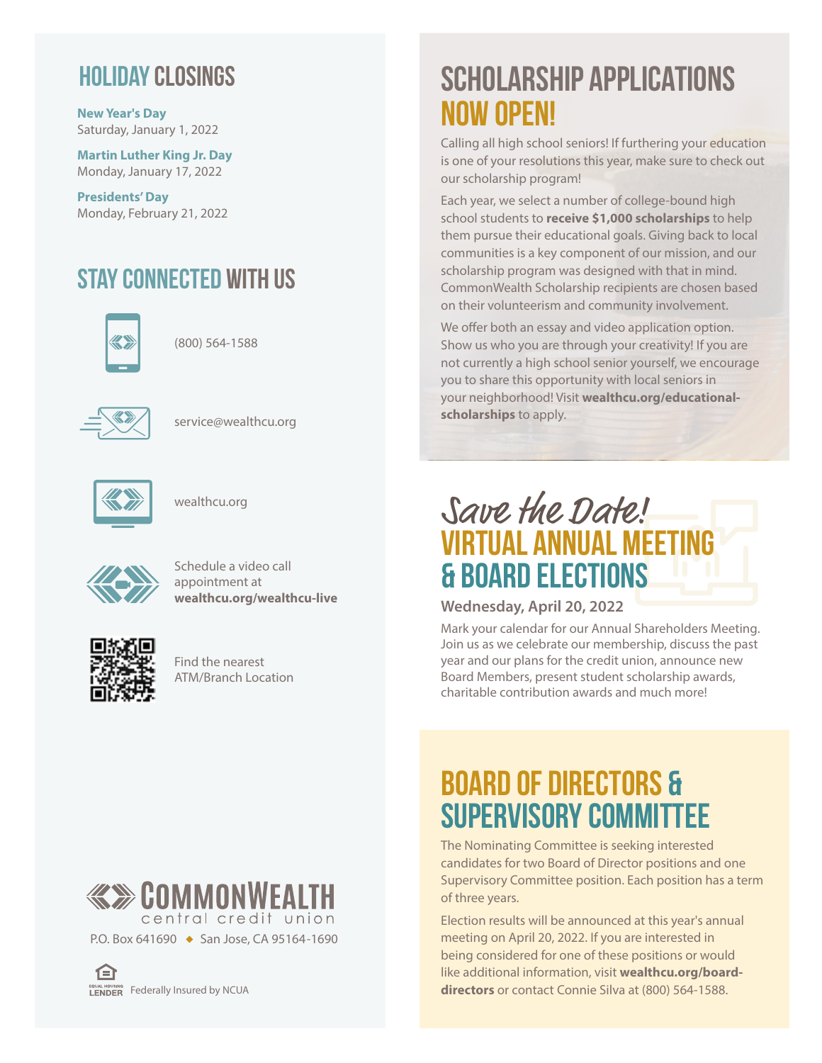## HOLIDAY CLOSINGS

**New Year's Day**
Saturday, January 1, 2022

**Martin Luther King Jr. Day**
Monday, January 17, 2022

**Presidents' Day**
Monday, February 21, 2022

## STAY CONNECTED WITH US

(800) 564-1588

service@wealthcu.org

wealthcu.org

Schedule a video call appointment at **wealthcu.org/wealthcu-live**

Find the nearest ATM/Branch Location

COMMONWEALTH central credit union

P.O. Box 641690 ◆ San Jose, CA 95164-1690

EQUAL HOUSING LENDER Federally Insured by NCUA

## SCHOLARSHIP APPLICATIONS NOW OPEN!

Calling all high school seniors! If furthering your education is one of your resolutions this year, make sure to check out our scholarship program!

Each year, we select a number of college-bound high school students to **receive $1,000 scholarships** to help them pursue their educational goals. Giving back to local communities is a key component of our mission, and our scholarship program was designed with that in mind. CommonWealth Scholarship recipients are chosen based on their volunteerism and community involvement.

We offer both an essay and video application option. Show us who you are through your creativity! If you are not currently a high school senior yourself, we encourage you to share this opportunity with local seniors in your neighborhood! Visit **wealthcu.org/educational-scholarships** to apply.

## *Save the Date!* VIRTUAL ANNUAL MEETING & BOARD ELECTIONS

**Wednesday, April 20, 2022**

Mark your calendar for our Annual Shareholders Meeting. Join us as we celebrate our membership, discuss the past year and our plans for the credit union, announce new Board Members, present student scholarship awards, charitable contribution awards and much more!

## BOARD OF DIRECTORS & SUPERVISORY COMMITTEE

The Nominating Committee is seeking interested candidates for two Board of Director positions and one Supervisory Committee position. Each position has a term of three years.

Election results will be announced at this year's annual meeting on April 20, 2022. If you are interested in being considered for one of these positions or would like additional information, visit **wealthcu.org/board-directors** or contact Connie Silva at (800) 564-1588.